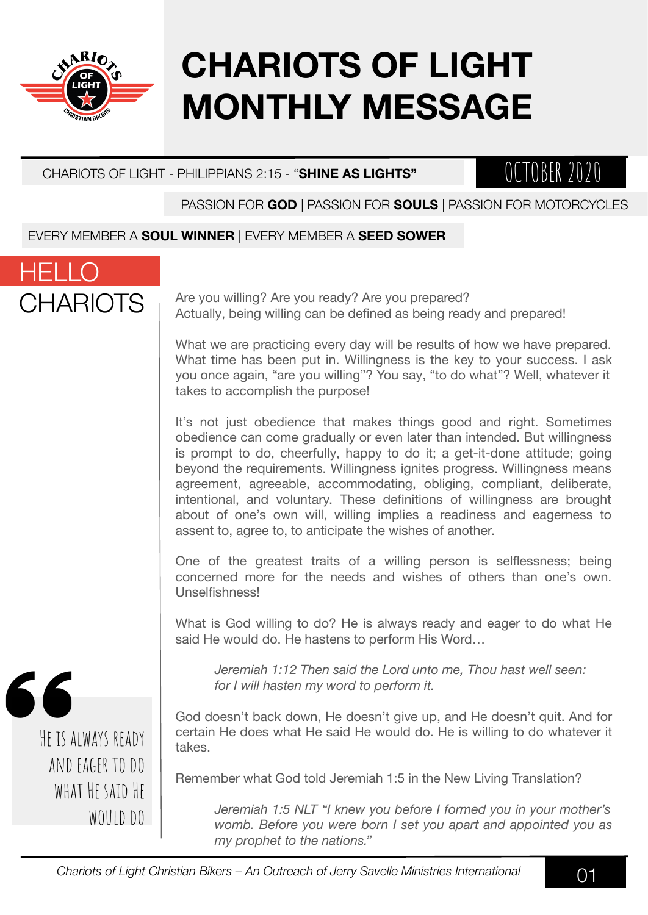# CHARIOTS OF LIGHT MONTHLY MESSAGE

CHARIOTS OF LIGHT - PHILIPPIANS 2:15 - "**SHINE AS LIGHTS"**

OCTOBER 2020

PASSION FOR **GOD** | PASSION FOR **SOULS** | PASSION FOR MOTORCYCLES

EVERY MEMBER A **SOUL WINNER** | EVERY MEMBER A **SEED SOWER**

## HELLO CHARIOTS

Are you willing? Are you ready? Are you prepared? Actually, being willing can be defined as being ready and prepared!

What we are practicing every day will be results of how we have prepared. What time has been put in. Willingness is the key to your success. I ask you once again, "are you willing"? You say, "to do what"? Well, whatever it takes to accomplish the purpose!

It's not just obedience that makes things good and right. Sometimes obedience can come gradually or even later than intended. But willingness is prompt to do, cheerfully, happy to do it; a get-it-done attitude; going beyond the requirements. Willingness ignites progress. Willingness means agreement, agreeable, accommodating, obliging, compliant, deliberate, intentional, and voluntary. These definitions of willingness are brought about of one's own will, willing implies a readiness and eagerness to assent to, agree to, to anticipate the wishes of another.

One of the greatest traits of a willing person is selflessness; being concerned more for the needs and wishes of others than one's own. Unselfishness!

What is God willing to do? He is always ready and eager to do what He said He would do. He hastens to perform His Word…

> *Jeremiah 1:12 Then said the Lord unto me, Thou hast well seen: for I will hasten my word to perform it.*

God doesn't back down, He doesn't give up, and He doesn't quit. And for certain He does what He said He would do. He is willing to do whatever it takes.

Remember what God told Jeremiah 1:5 in the New Living Translation?

> *Jeremiah 1:5 NLT "I knew you before I formed you in your mother's womb. Before you were born I set you apart and appointed you as my prophet to the nations."*

> "He is always ready and eager to do what He said He would do

*Chariots of Light Christian Bikers – An Outreach of Jerry Savelle Ministries International*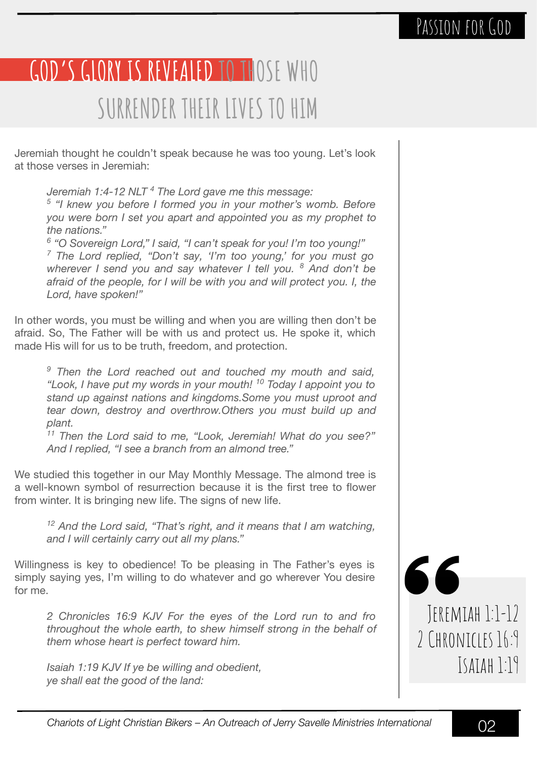# GOD'S GLORY IS REVEALED TO THOSE WHO SURRENDER THEIR LIVES TO HIM

Jeremiah thought he couldn't speak because he was too young. Let's look at those verses in Jeremiah:

> *Jeremiah 1:4-12 NLT [4] The Lord gave me this message:*
> *[5] "I knew you before I formed you in your mother's womb. Before you were born I set you apart and appointed you as my prophet to the nations."*
> *[6] "O Sovereign Lord," I said, "I can't speak for you! I'm too young!"*
> *[7] The Lord replied, "Don't say, 'I'm too young,' for you must go wherever I send you and say whatever I tell you. [8] And don't be afraid of the people, for I will be with you and will protect you. I, the Lord, have spoken!"*

In other words, you must be willing and when you are willing then don't be afraid. So, The Father will be with us and protect us. He spoke it, which made His will for us to be truth, freedom, and protection.

> *[9] Then the Lord reached out and touched my mouth and said, "Look, I have put my words in your mouth! [10] Today I appoint you to stand up against nations and kingdoms.Some you must uproot and tear down, destroy and overthrow.Others you must build up and plant.*
> *[11] Then the Lord said to me, "Look, Jeremiah! What do you see?" And I replied, "I see a branch from an almond tree."*

We studied this together in our May Monthly Message. The almond tree is a well-known symbol of resurrection because it is the first tree to flower from winter. It is bringing new life. The signs of new life.

> *[12] And the Lord said, "That's right, and it means that I am watching, and I will certainly carry out all my plans."*

Willingness is key to obedience! To be pleasing in The Father's eyes is simply saying yes, I'm willing to do whatever and go wherever You desire for me.

> *2 Chronicles 16:9 KJV For the eyes of the Lord run to and fro throughout the whole earth, to shew himself strong in the behalf of them whose heart is perfect toward him.*

> *Isaiah 1:19 KJV If ye be willing and obedient,*
> *ye shall eat the good of the land:*

> Jeremiah 1:1-12
> 2 Chronicles 16:9
> Isaiah 1:19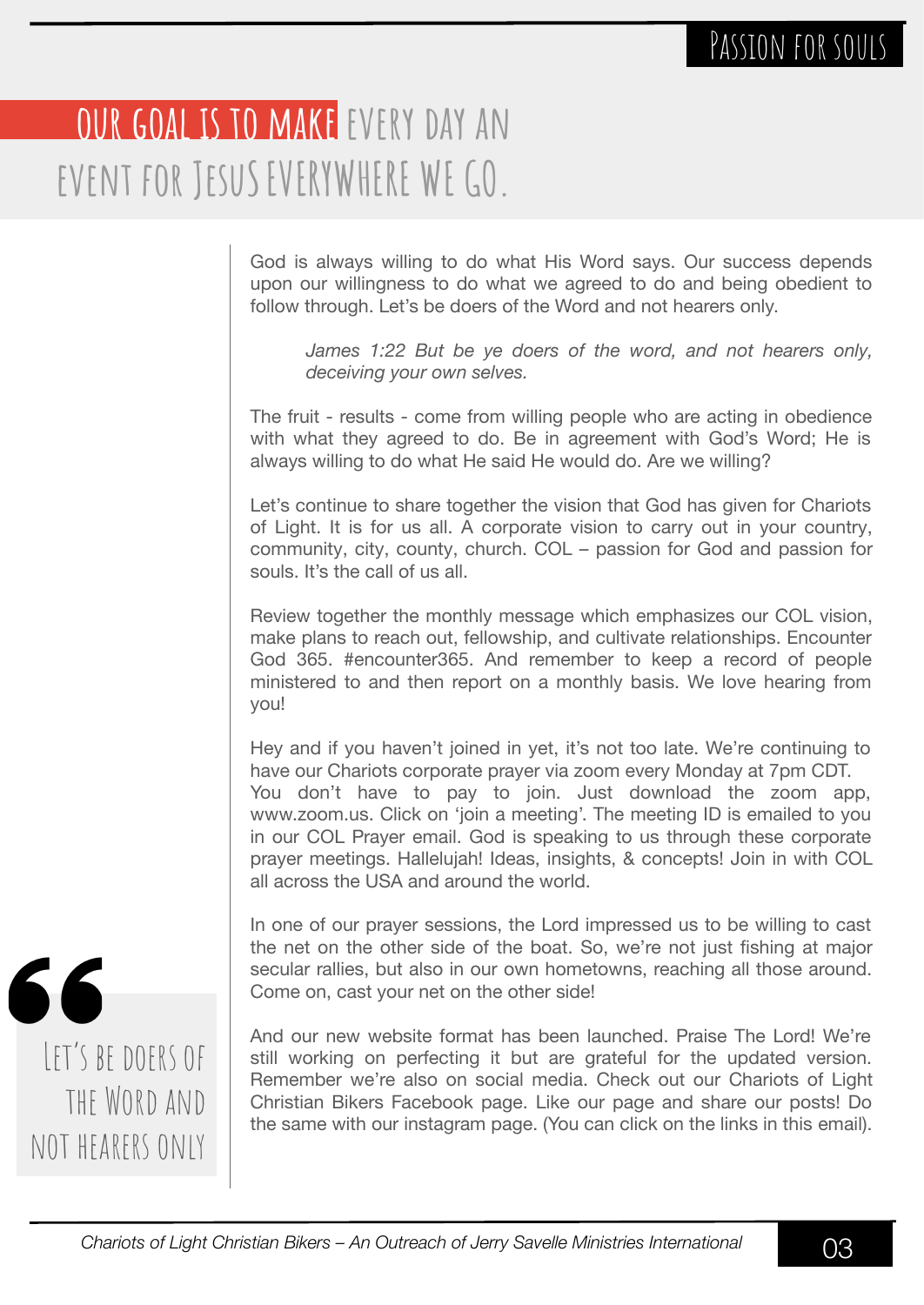## OUR GOAL IS TO MAKE EVERY DAY AN EVENT FOR JESUS EVERYWHERE WE GO.

God is always willing to do what His Word says. Our success depends upon our willingness to do what we agreed to do and being obedient to follow through. Let's be doers of the Word and not hearers only.

> *James 1:22 But be ye doers of the word, and not hearers only, deceiving your own selves.*

The fruit - results - come from willing people who are acting in obedience with what they agreed to do. Be in agreement with God's Word; He is always willing to do what He said He would do. Are we willing?

Let's continue to share together the vision that God has given for Chariots of Light. It is for us all. A corporate vision to carry out in your country, community, city, county, church. COL – passion for God and passion for souls. It's the call of us all.

Review together the monthly message which emphasizes our COL vision, make plans to reach out, fellowship, and cultivate relationships. Encounter God 365. #encounter365. And remember to keep a record of people ministered to and then report on a monthly basis. We love hearing from you!

Hey and if you haven't joined in yet, it's not too late. We're continuing to have our Chariots corporate prayer via zoom every Monday at 7pm CDT. You don't have to pay to join. Just download the zoom app, www.zoom.us. Click on 'join a meeting'. The meeting ID is emailed to you in our COL Prayer email. God is speaking to us through these corporate prayer meetings. Hallelujah! Ideas, insights, & concepts! Join in with COL all across the USA and around the world.

In one of our prayer sessions, the Lord impressed us to be willing to cast the net on the other side of the boat. So, we're not just fishing at major secular rallies, but also in our own hometowns, reaching all those around. Come on, cast your net on the other side!

> "Let's be doers of the Word and not hearers only

And our new website format has been launched. Praise The Lord! We're still working on perfecting it but are grateful for the updated version. Remember we're also on social media. Check out our Chariots of Light Christian Bikers Facebook page. Like our page and share our posts! Do the same with our instagram page. (You can click on the links in this email).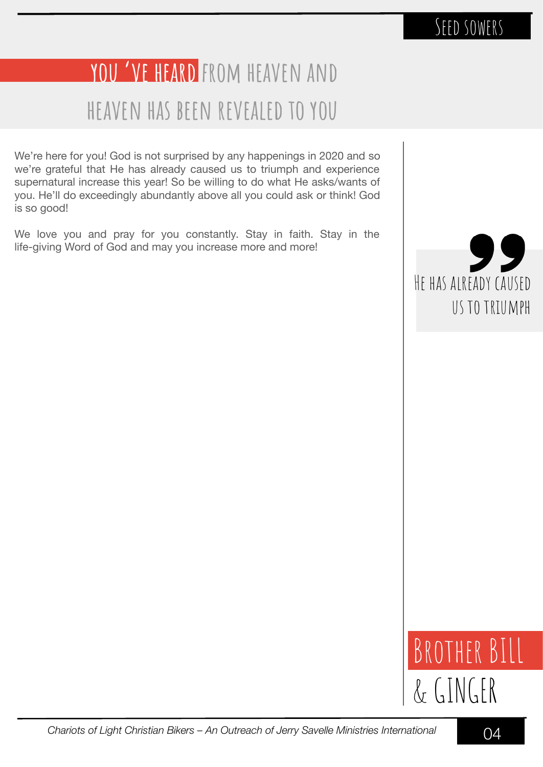# YOU 'VE HEARD FROM HEAVEN AND HEAVEN HAS BEEN REVEALED TO YOU

We're here for you! God is not surprised by any happenings in 2020 and so we're grateful that He has already caused us to triumph and experience supernatural increase this year! So be willing to do what He asks/wants of you. He'll do exceedingly abundantly above all you could ask or think! God is so good!

We love you and pray for you constantly. Stay in faith. Stay in the life-giving Word of God and may you increase more and more!

> He has already caused us to triumph

**Brother Bill & Ginger**